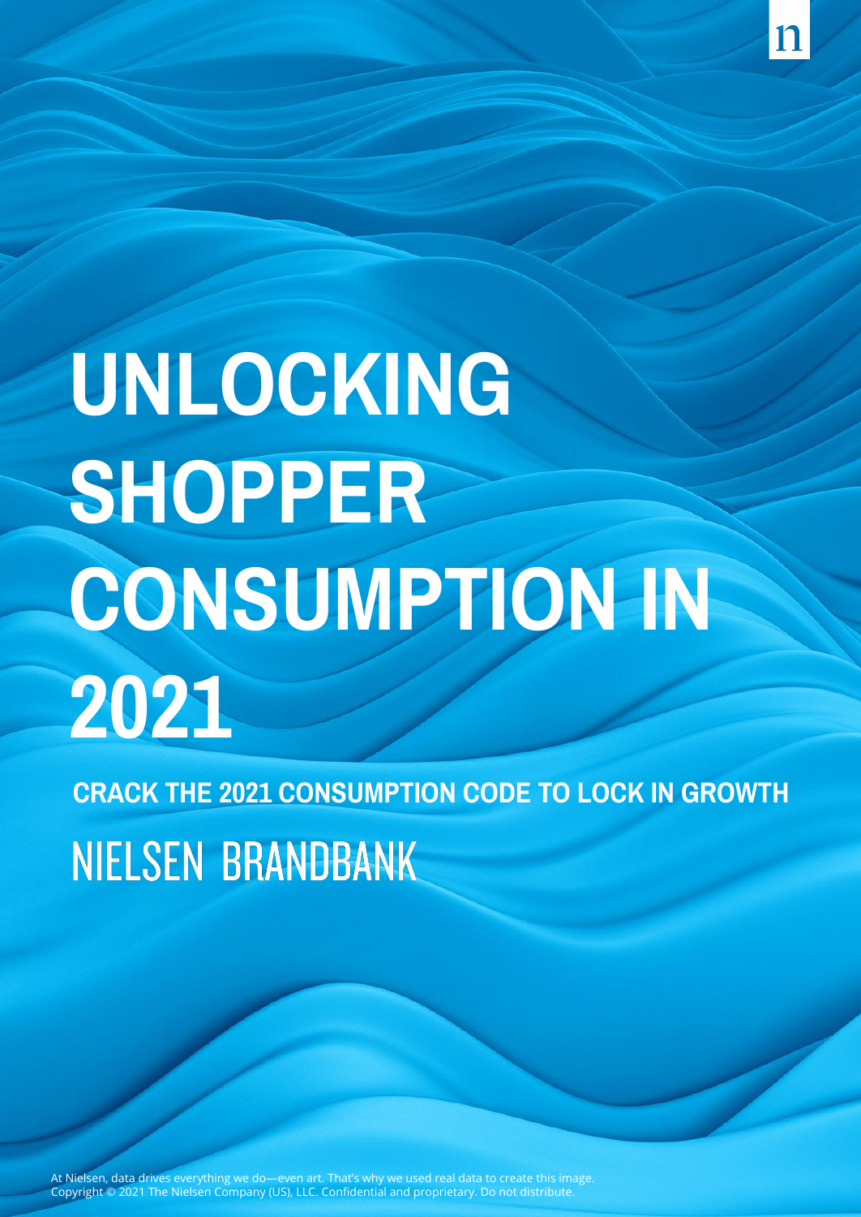# UNLOCKING SHOPPER CONSUMPTION IN 2021

## CRACK THE 2021 CONSUMPTION CODE TO LOCK IN GROWTH

NIELSEN BRANDBANK

At Nielsen, data drives everything we do—even art. That's why we used real data to create this image.
Copyright © 2021 The Nielsen Company (US), LLC. Confidential and proprietary. Do not distribute.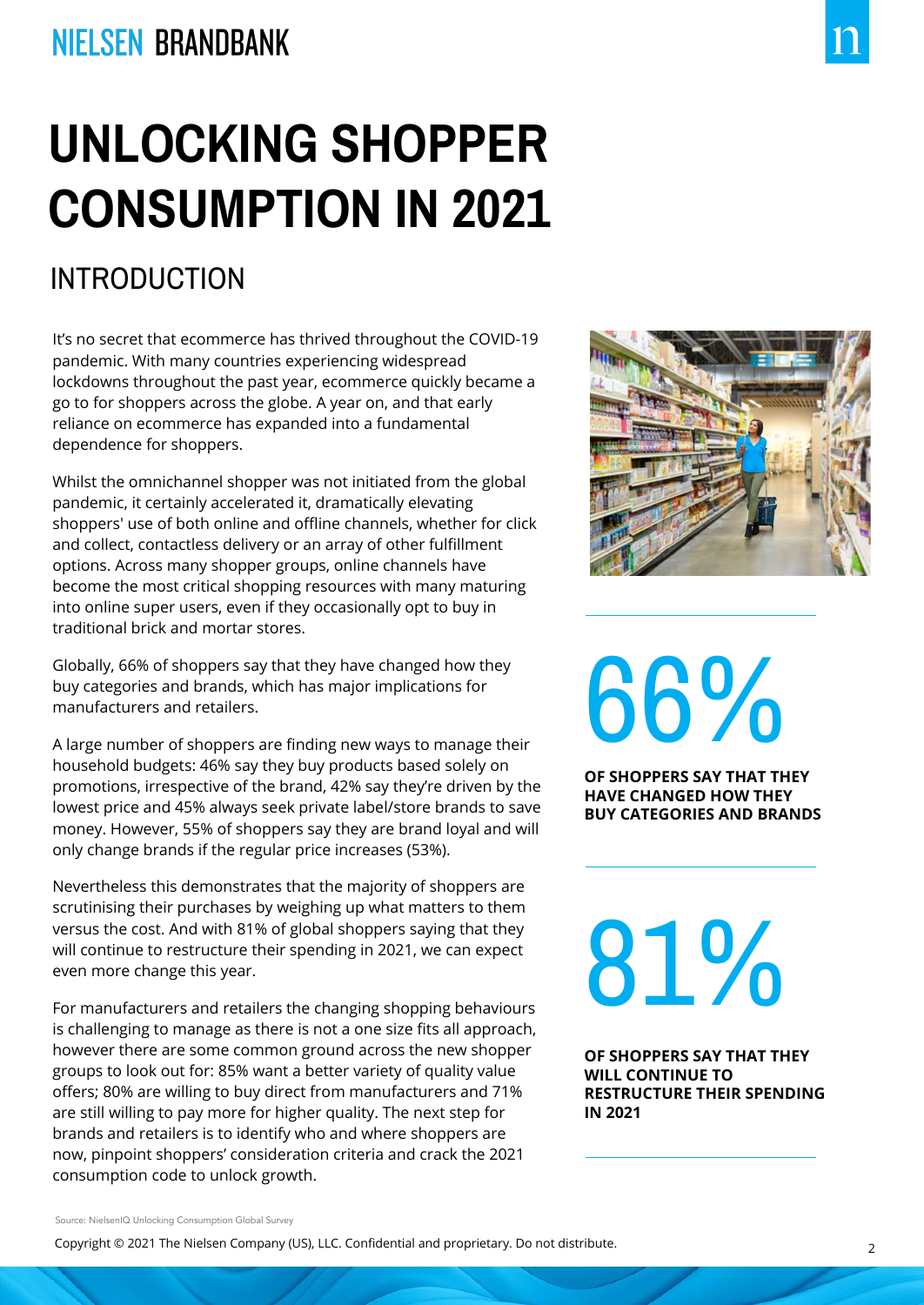# UNLOCKING SHOPPER CONSUMPTION IN 2021

## INTRODUCTION

It's no secret that ecommerce has thrived throughout the COVID-19 pandemic. With many countries experiencing widespread lockdowns throughout the past year, ecommerce quickly became a go to for shoppers across the globe. A year on, and that early reliance on ecommerce has expanded into a fundamental dependence for shoppers.

Whilst the omnichannel shopper was not initiated from the global pandemic, it certainly accelerated it, dramatically elevating shoppers' use of both online and offline channels, whether for click and collect, contactless delivery or an array of other fulfillment options. Across many shopper groups, online channels have become the most critical shopping resources with many maturing into online super users, even if they occasionally opt to buy in traditional brick and mortar stores.

Globally, 66% of shoppers say that they have changed how they buy categories and brands, which has major implications for manufacturers and retailers.

A large number of shoppers are finding new ways to manage their household budgets: 46% say they buy products based solely on promotions, irrespective of the brand, 42% say they're driven by the lowest price and 45% always seek private label/store brands to save money. However, 55% of shoppers say they are brand loyal and will only change brands if the regular price increases (53%).

Nevertheless this demonstrates that the majority of shoppers are scrutinising their purchases by weighing up what matters to them versus the cost. And with 81% of global shoppers saying that they will continue to restructure their spending in 2021, we can expect even more change this year.

For manufacturers and retailers the changing shopping behaviours is challenging to manage as there is not a one size fits all approach, however there are some common ground across the new shopper groups to look out for: 85% want a better variety of quality value offers; 80% are willing to buy direct from manufacturers and 71% are still willing to pay more for higher quality. The next step for brands and retailers is to identify who and where shoppers are now, pinpoint shoppers' consideration criteria and crack the 2021 consumption code to unlock growth.

**66%**

**OF SHOPPERS SAY THAT THEY HAVE CHANGED HOW THEY BUY CATEGORIES AND BRANDS**

**81%**

**OF SHOPPERS SAY THAT THEY WILL CONTINUE TO RESTRUCTURE THEIR SPENDING IN 2021**

Source: NielsenIQ Unlocking Consumption Global Survey

Copyright © 2021 The Nielsen Company (US), LLC. Confidential and proprietary. Do not distribute.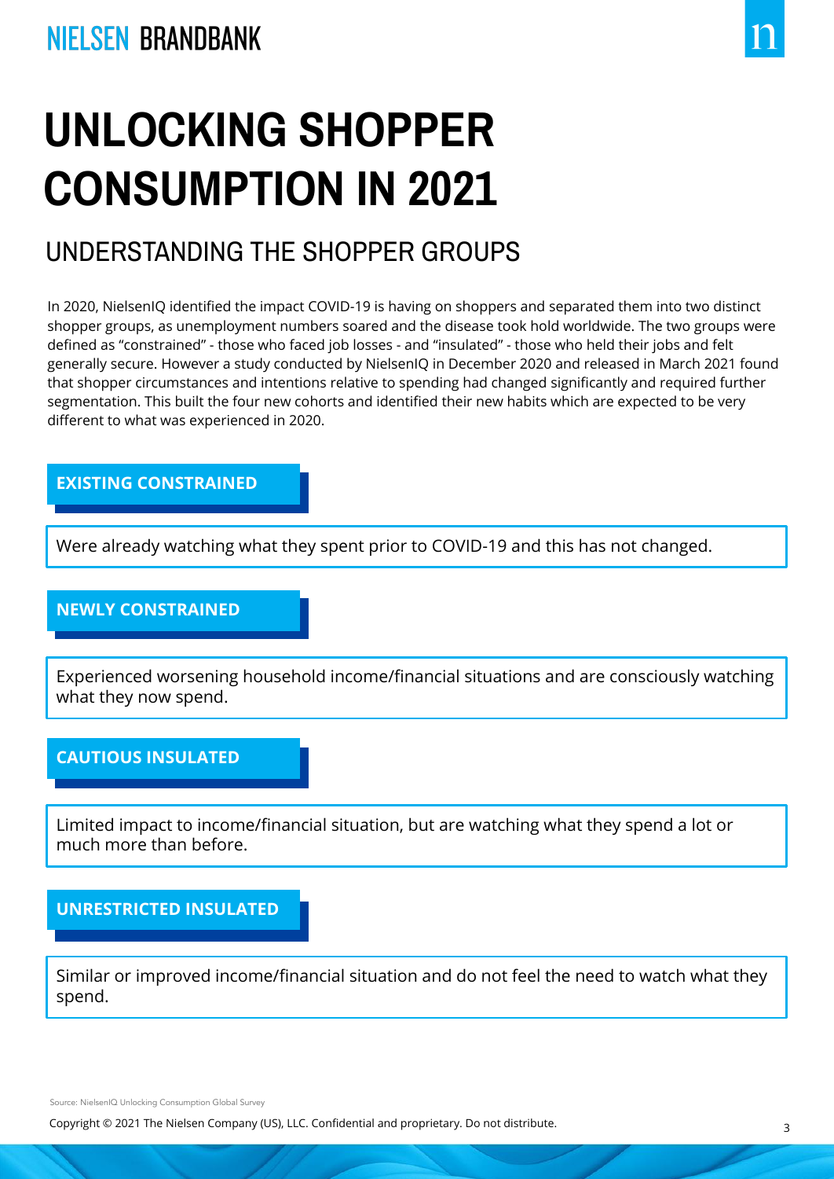# UNLOCKING SHOPPER CONSUMPTION IN 2021

## UNDERSTANDING THE SHOPPER GROUPS

In 2020, NielsenIQ identified the impact COVID-19 is having on shoppers and separated them into two distinct shopper groups, as unemployment numbers soared and the disease took hold worldwide. The two groups were defined as "constrained" - those who faced job losses - and "insulated" - those who held their jobs and felt generally secure. However a study conducted by NielsenIQ in December 2020 and released in March 2021 found that shopper circumstances and intentions relative to spending had changed significantly and required further segmentation. This built the four new cohorts and identified their new habits which are expected to be very different to what was experienced in 2020.

**EXISTING CONSTRAINED**

Were already watching what they spent prior to COVID-19 and this has not changed.

**NEWLY CONSTRAINED**

Experienced worsening household income/financial situations and are consciously watching what they now spend.

**CAUTIOUS INSULATED**

Limited impact to income/financial situation, but are watching what they spend a lot or much more than before.

**UNRESTRICTED INSULATED**

Similar or improved income/financial situation and do not feel the need to watch what they spend.

Source: NielsenIQ Unlocking Consumption Global Survey

Copyright © 2021 The Nielsen Company (US), LLC. Confidential and proprietary. Do not distribute.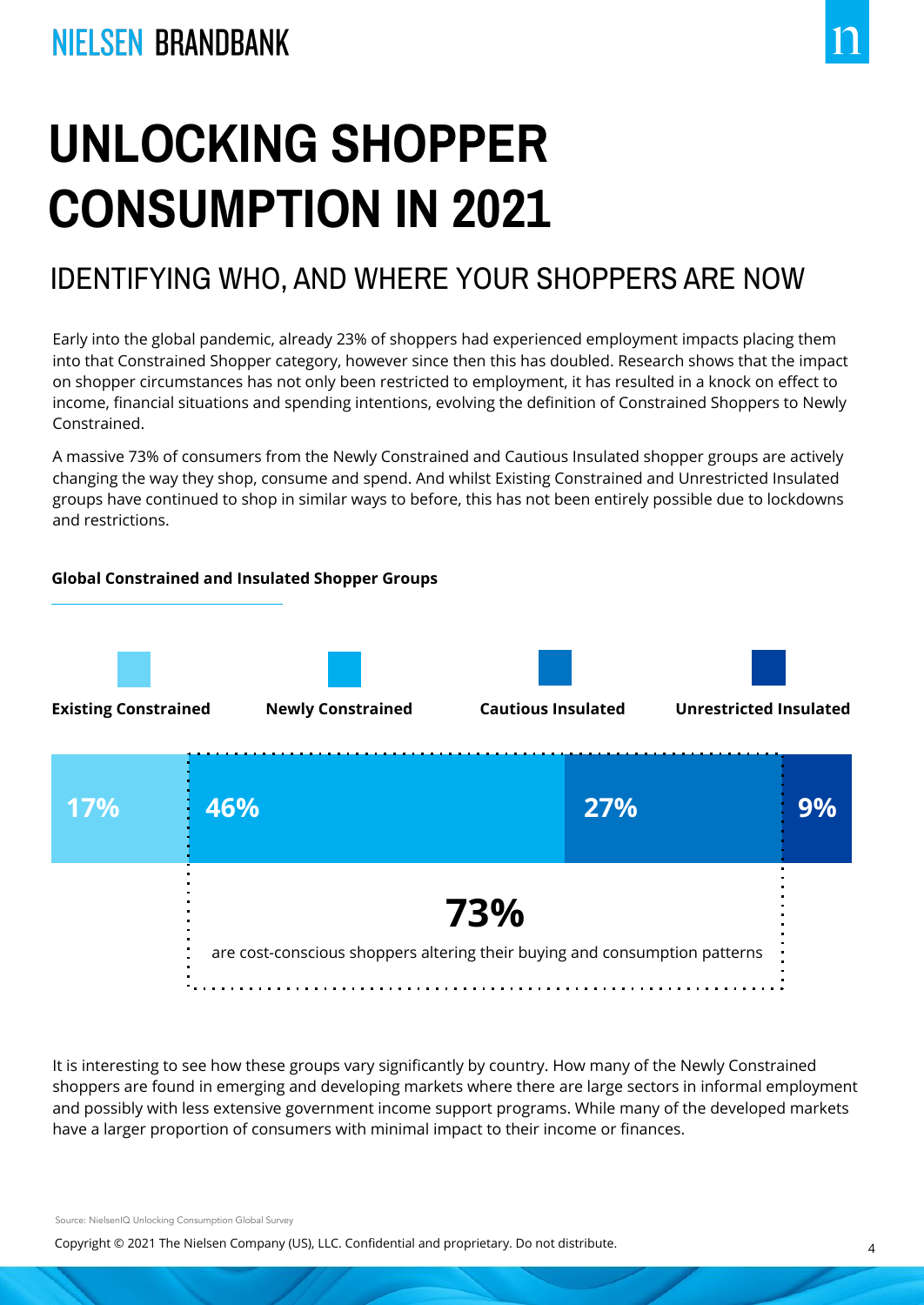# UNLOCKING SHOPPER CONSUMPTION IN 2021

## IDENTIFYING WHO, AND WHERE YOUR SHOPPERS ARE NOW

Early into the global pandemic, already 23% of shoppers had experienced employment impacts placing them into that Constrained Shopper category, however since then this has doubled. Research shows that the impact on shopper circumstances has not only been restricted to employment, it has resulted in a knock on effect to income, financial situations and spending intentions, evolving the definition of Constrained Shoppers to Newly Constrained.

A massive 73% of consumers from the Newly Constrained and Cautious Insulated shopper groups are actively changing the way they shop, consume and spend. And whilst Existing Constrained and Unrestricted Insulated groups have continued to shop in similar ways to before, this has not been entirely possible due to lockdowns and restrictions.

**Global Constrained and Insulated Shopper Groups**

| Existing Constrained | Newly Constrained | Cautious Insulated | Unrestricted Insulated |
|---|---|---|---|
| 17% | 46% | 27% | 9% |

**73%** are cost-conscious shoppers altering their buying and consumption patterns

It is interesting to see how these groups vary significantly by country. How many of the Newly Constrained shoppers are found in emerging and developing markets where there are large sectors in informal employment and possibly with less extensive government income support programs. While many of the developed markets have a larger proportion of consumers with minimal impact to their income or finances.

Source: NielsenIQ Unlocking Consumption Global Survey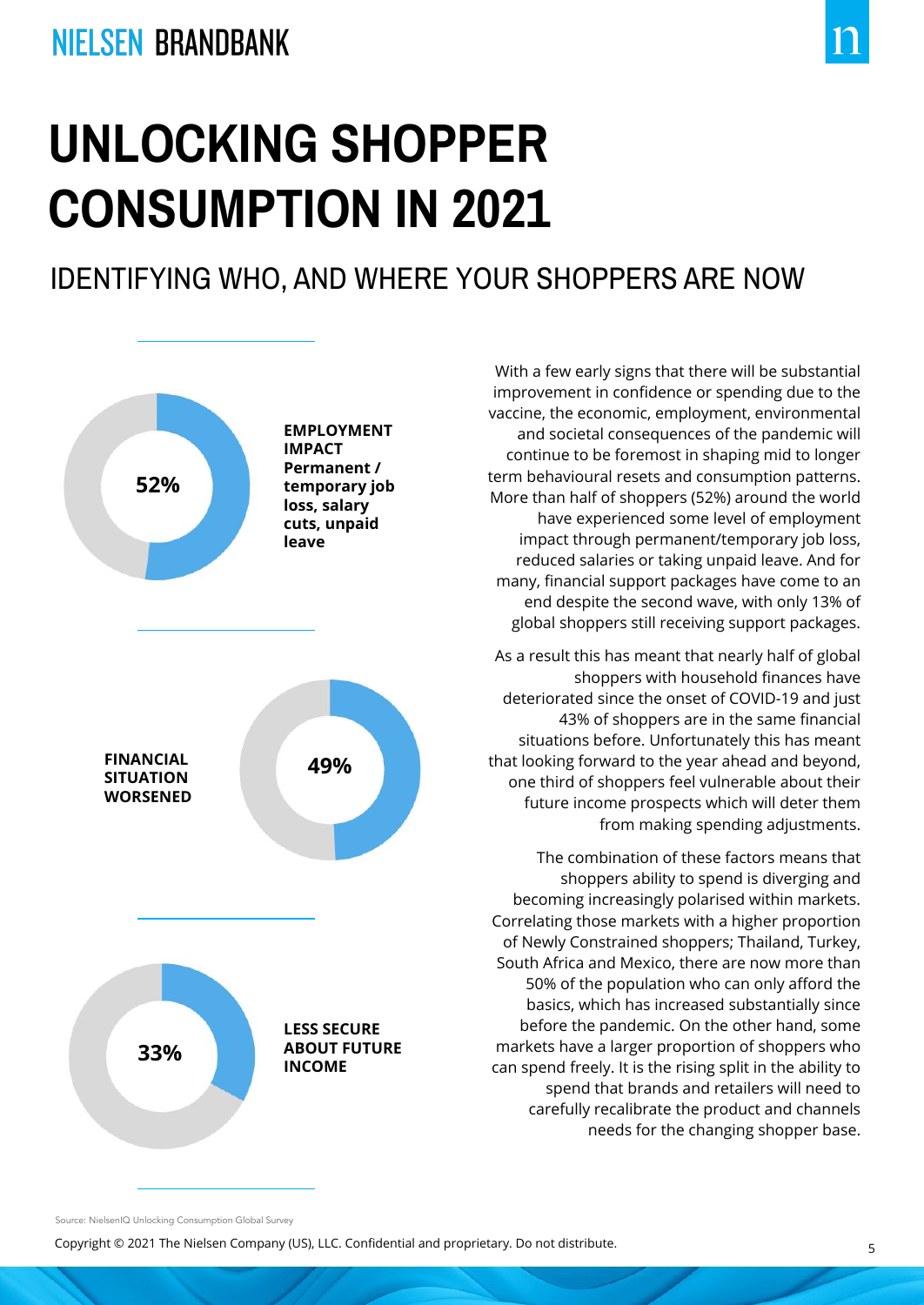# UNLOCKING SHOPPER CONSUMPTION IN 2021

## IDENTIFYING WHO, AND WHERE YOUR SHOPPERS ARE NOW

**52%** — **EMPLOYMENT IMPACT Permanent / temporary job loss, salary cuts, unpaid leave**

**49%** — **FINANCIAL SITUATION WORSENED**

**33%** — **LESS SECURE ABOUT FUTURE INCOME**

With a few early signs that there will be substantial improvement in confidence or spending due to the vaccine, the economic, employment, environmental and societal consequences of the pandemic will continue to be foremost in shaping mid to longer term behavioural resets and consumption patterns. More than half of shoppers (52%) around the world have experienced some level of employment impact through permanent/temporary job loss, reduced salaries or taking unpaid leave. And for many, financial support packages have come to an end despite the second wave, with only 13% of global shoppers still receiving support packages.

As a result this has meant that nearly half of global shoppers with household finances have deteriorated since the onset of COVID-19 and just 43% of shoppers are in the same financial situations before. Unfortunately this has meant that looking forward to the year ahead and beyond, one third of shoppers feel vulnerable about their future income prospects which will deter them from making spending adjustments.

The combination of these factors means that shoppers ability to spend is diverging and becoming increasingly polarised within markets. Correlating those markets with a higher proportion of Newly Constrained shoppers; Thailand, Turkey, South Africa and Mexico, there are now more than 50% of the population who can only afford the basics, which has increased substantially since before the pandemic. On the other hand, some markets have a larger proportion of shoppers who can spend freely. It is the rising split in the ability to spend that brands and retailers will need to carefully recalibrate the product and channels needs for the changing shopper base.

Source: NielsenIQ Unlocking Consumption Global Survey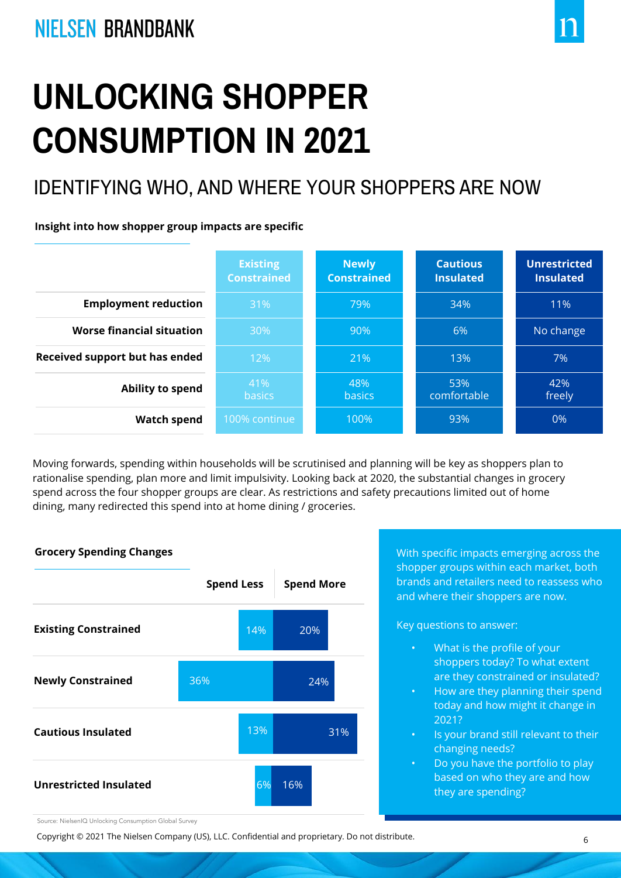# UNLOCKING SHOPPER CONSUMPTION IN 2021

## IDENTIFYING WHO, AND WHERE YOUR SHOPPERS ARE NOW

**Insight into how shopper group impacts are specific**

| | Existing Constrained | Newly Constrained | Cautious Insulated | Unrestricted Insulated |
|---|---|---|---|---|
| **Employment reduction** | 31% | 79% | 34% | 11% |
| **Worse financial situation** | 30% | 90% | 6% | No change |
| **Received support but has ended** | 12% | 21% | 13% | 7% |
| **Ability to spend** | 41% basics | 48% basics | 53% comfortable | 42% freely |
| **Watch spend** | 100% continue | 100% | 93% | 0% |

Moving forwards, spending within households will be scrutinised and planning will be key as shoppers plan to rationalise spending, plan more and limit impulsivity. Looking back at 2020, the substantial changes in grocery spend across the four shopper groups are clear. As restrictions and safety precautions limited out of home dining, many redirected this spend into at home dining / groceries.

**Grocery Spending Changes**

| | Spend Less | Spend More |
|---|---|---|
| **Existing Constrained** | 14% | 20% |
| **Newly Constrained** | 36% | 24% |
| **Cautious Insulated** | 13% | 31% |
| **Unrestricted Insulated** | 6% | 16% |

Source: NielsenIQ Unlocking Consumption Global Survey

With specific impacts emerging across the shopper groups within each market, both brands and retailers need to reassess who and where their shoppers are now.

Key questions to answer:

- What is the profile of your shoppers today? To what extent are they constrained or insulated?
- How are they planning their spend today and how might it change in 2021?
- Is your brand still relevant to their changing needs?
- Do you have the portfolio to play based on who they are and how they are spending?

Copyright © 2021 The Nielsen Company (US), LLC. Confidential and proprietary. Do not distribute.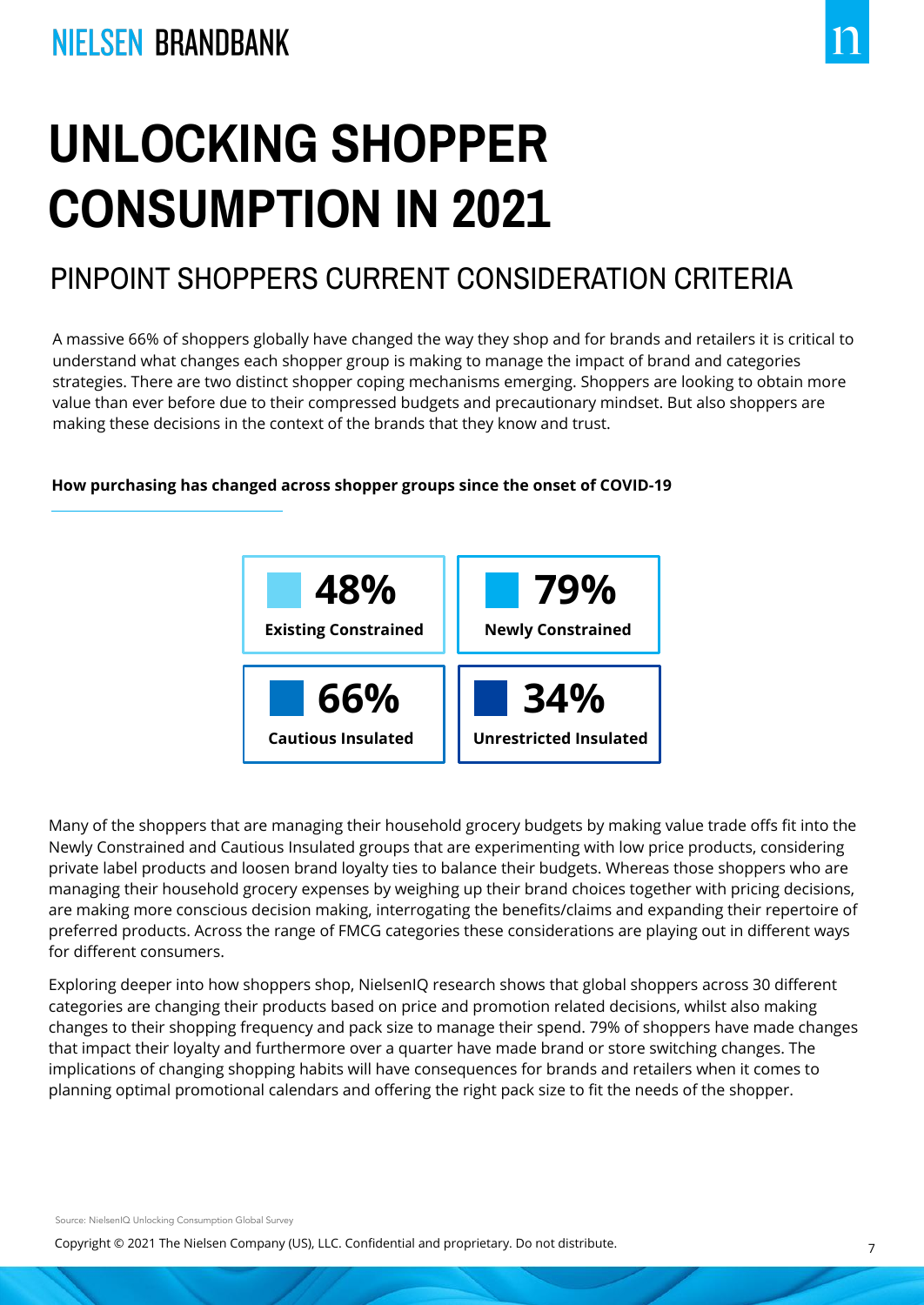# UNLOCKING SHOPPER CONSUMPTION IN 2021

## PINPOINT SHOPPERS CURRENT CONSIDERATION CRITERIA

A massive 66% of shoppers globally have changed the way they shop and for brands and retailers it is critical to understand what changes each shopper group is making to manage the impact of brand and categories strategies. There are two distinct shopper coping mechanisms emerging. Shoppers are looking to obtain more value than ever before due to their compressed budgets and precautionary mindset. But also shoppers are making these decisions in the context of the brands that they know and trust.

**How purchasing has changed across shopper groups since the onset of COVID-19**

| Shopper group | % |
|---|---|
| Existing Constrained | 48% |
| Newly Constrained | 79% |
| Cautious Insulated | 66% |
| Unrestricted Insulated | 34% |

Many of the shoppers that are managing their household grocery budgets by making value trade offs fit into the Newly Constrained and Cautious Insulated groups that are experimenting with low price products, considering private label products and loosen brand loyalty ties to balance their budgets. Whereas those shoppers who are managing their household grocery expenses by weighing up their brand choices together with pricing decisions, are making more conscious decision making, interrogating the benefits/claims and expanding their repertoire of preferred products. Across the range of FMCG categories these considerations are playing out in different ways for different consumers.

Exploring deeper into how shoppers shop, NielsenIQ research shows that global shoppers across 30 different categories are changing their products based on price and promotion related decisions, whilst also making changes to their shopping frequency and pack size to manage their spend. 79% of shoppers have made changes that impact their loyalty and furthermore over a quarter have made brand or store switching changes. The implications of changing shopping habits will have consequences for brands and retailers when it comes to planning optimal promotional calendars and offering the right pack size to fit the needs of the shopper.

Source: NielsenIQ Unlocking Consumption Global Survey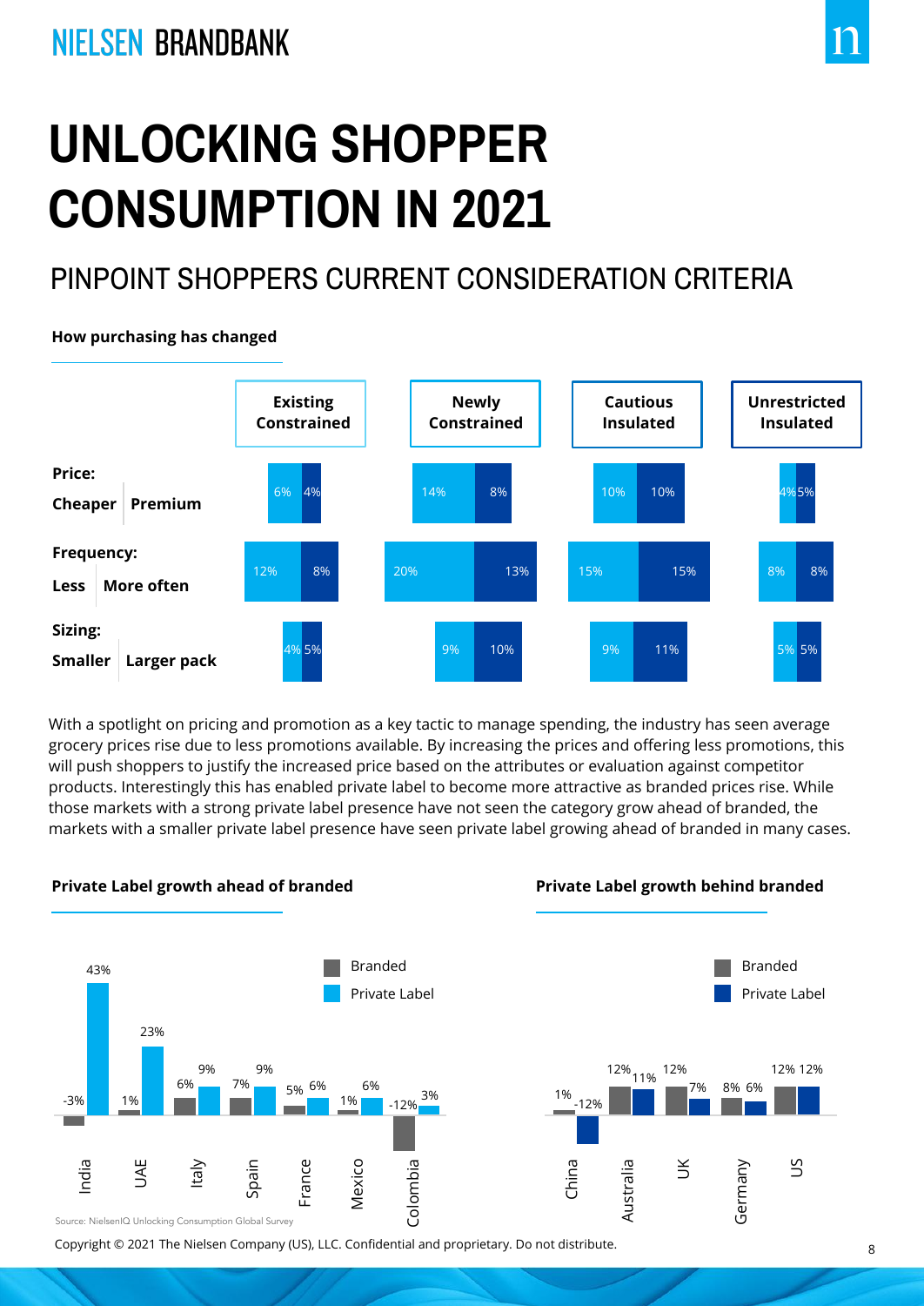NIELSEN BRANDBANK

# UNLOCKING SHOPPER CONSUMPTION IN 2021

## PINPOINT SHOPPERS CURRENT CONSIDERATION CRITERIA

**How purchasing has changed**

| | Existing Constrained | Newly Constrained | Cautious Insulated | Unrestricted Insulated |
|---|---|---|---|---|
| **Price:** Cheaper | 6% | 14% | 10% | 4% |
| **Price:** Premium | 4% | 8% | 10% | 5% |
| **Frequency:** Less | 12% | 20% | 15% | 8% |
| **Frequency:** More often | 8% | 13% | 15% | 8% |
| **Sizing:** Smaller | 4% | 9% | 9% | 5% |
| **Sizing:** Larger pack | 5% | 10% | 11% | 5% |

With a spotlight on pricing and promotion as a key tactic to manage spending, the industry has seen average grocery prices rise due to less promotions available. By increasing the prices and offering less promotions, this will push shoppers to justify the increased price based on the attributes or evaluation against competitor products. Interestingly this has enabled private label to become more attractive as branded prices rise. While those markets with a strong private label presence have not seen the category grow ahead of branded, the markets with a smaller private label presence have seen private label growing ahead of branded in many cases.

**Private Label growth ahead of branded**

| Country | Branded | Private Label |
|---|---|---|
| India | -3% | 43% |
| UAE | 1% | 23% |
| Italy | 6% | 9% |
| Spain | 7% | 9% |
| France | 5% | 6% |
| Mexico | 1% | 6% |
| Colombia | -12% | 3% |

**Private Label growth behind branded**

| Country | Branded | Private Label |
|---|---|---|
| China | 1% | -12% |
| Australia | 12% | 11% |
| UK | 12% | 7% |
| Germany | 8% | 6% |
| US | 12% | 12% |

Source: NielsenIQ Unlocking Consumption Global Survey

Copyright © 2021 The Nielsen Company (US), LLC. Confidential and proprietary. Do not distribute.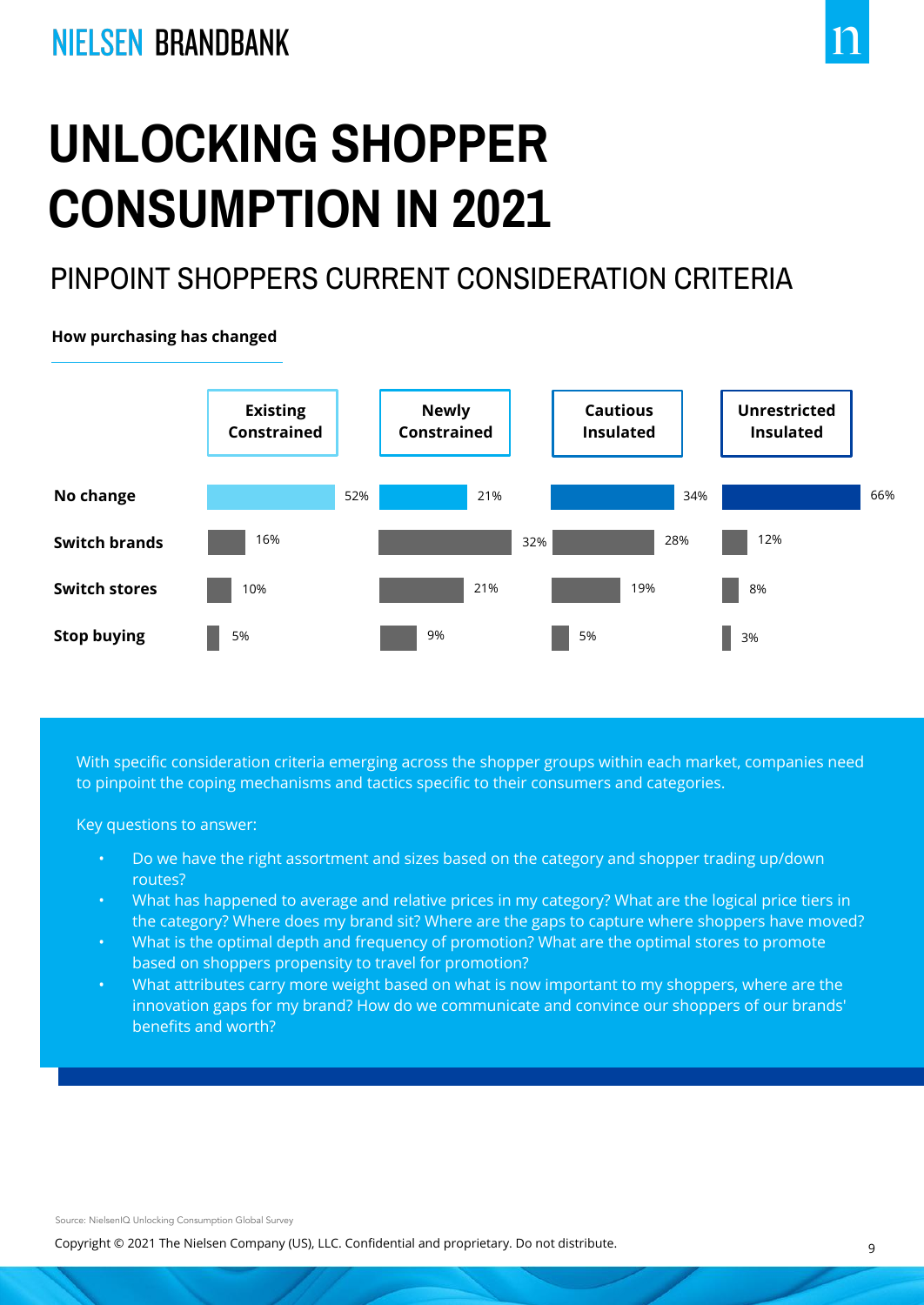# UNLOCKING SHOPPER CONSUMPTION IN 2021

## PINPOINT SHOPPERS CURRENT CONSIDERATION CRITERIA

**How purchasing has changed**

| | Existing Constrained | Newly Constrained | Cautious Insulated | Unrestricted Insulated |
|---|---|---|---|---|
| **No change** | 52% | 21% | 34% | 66% |
| **Switch brands** | 16% | 32% | 28% | 12% |
| **Switch stores** | 10% | 21% | 19% | 8% |
| **Stop buying** | 5% | 9% | 5% | 3% |

With specific consideration criteria emerging across the shopper groups within each market, companies need to pinpoint the coping mechanisms and tactics specific to their consumers and categories.

Key questions to answer:

- Do we have the right assortment and sizes based on the category and shopper trading up/down routes?
- What has happened to average and relative prices in my category? What are the logical price tiers in the category? Where does my brand sit? Where are the gaps to capture where shoppers have moved?
- What is the optimal depth and frequency of promotion? What are the optimal stores to promote based on shoppers propensity to travel for promotion?
- What attributes carry more weight based on what is now important to my shoppers, where are the innovation gaps for my brand? How do we communicate and convince our shoppers of our brands' benefits and worth?

Source: NielsenIQ Unlocking Consumption Global Survey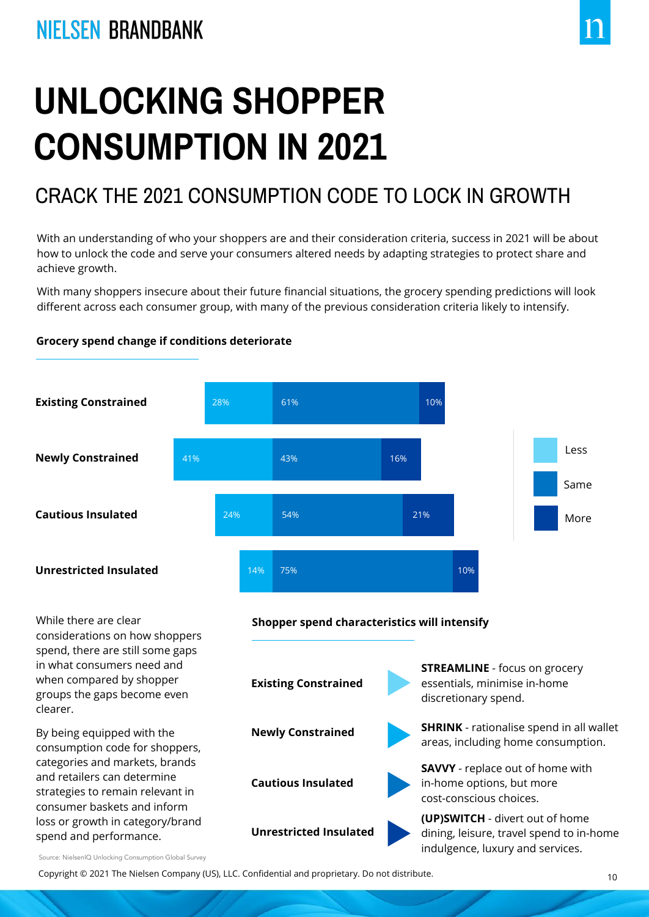# UNLOCKING SHOPPER CONSUMPTION IN 2021

## CRACK THE 2021 CONSUMPTION CODE TO LOCK IN GROWTH

With an understanding of who your shoppers are and their consideration criteria, success in 2021 will be about how to unlock the code and serve your consumers altered needs by adapting strategies to protect share and achieve growth.

With many shoppers insecure about their future financial situations, the grocery spending predictions will look different across each consumer group, with many of the previous consideration criteria likely to intensify.

**Grocery spend change if conditions deteriorate**

| | Less | Same | More |
|---|---|---|---|
| Existing Constrained | 28% | 61% | 10% |
| Newly Constrained | 41% | 43% | 16% |
| Cautious Insulated | 24% | 54% | 21% |
| Unrestricted Insulated | 14% | 75% | 10% |

While there are clear considerations on how shoppers spend, there are still some gaps in what consumers need and when compared by shopper groups the gaps become even clearer.

By being equipped with the consumption code for shoppers, categories and markets, brands and retailers can determine strategies to remain relevant in consumer baskets and inform loss or growth in category/brand spend and performance.

**Shopper spend characteristics will intensify**

- **Existing Constrained** → **STREAMLINE** - focus on grocery essentials, minimise in-home discretionary spend.
- **Newly Constrained** → **SHRINK** - rationalise spend in all wallet areas, including home consumption.
- **Cautious Insulated** → **SAVVY** - replace out of home with in-home options, but more cost-conscious choices.
- **Unrestricted Insulated** → **(UP)SWITCH** - divert out of home dining, leisure, travel spend to in-home indulgence, luxury and services.

Source: NielsenIQ Unlocking Consumption Global Survey

Copyright © 2021 The Nielsen Company (US), LLC. Confidential and proprietary. Do not distribute.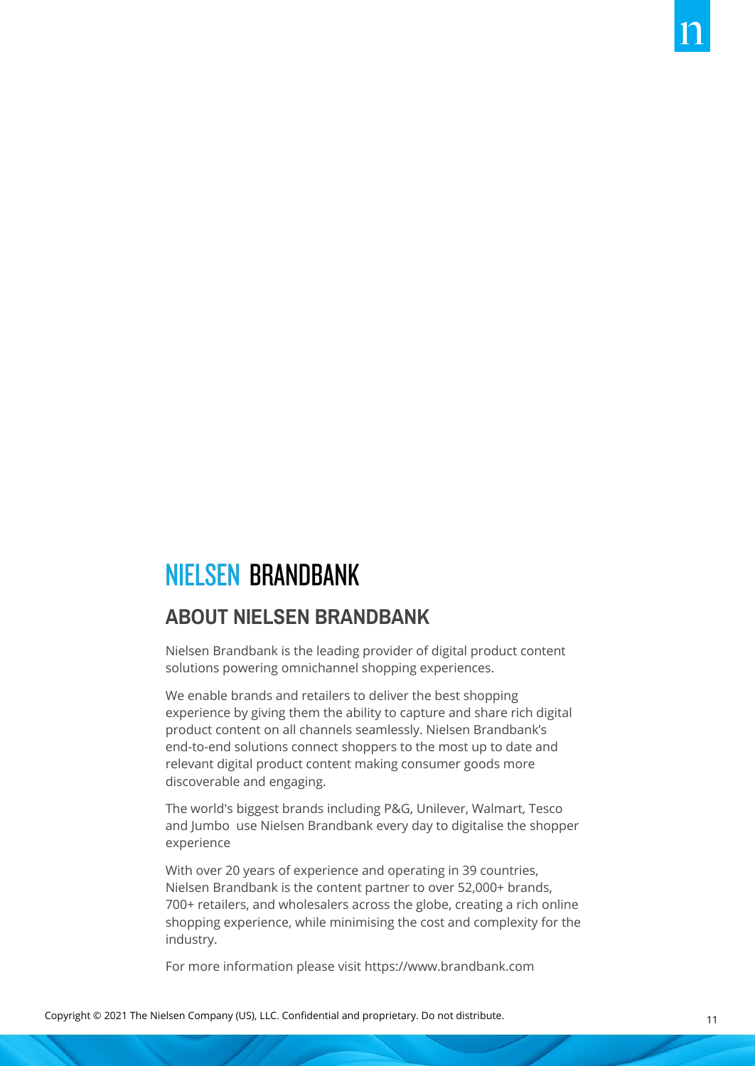# NIELSEN BRANDBANK

## ABOUT NIELSEN BRANDBANK

Nielsen Brandbank is the leading provider of digital product content solutions powering omnichannel shopping experiences.

We enable brands and retailers to deliver the best shopping experience by giving them the ability to capture and share rich digital product content on all channels seamlessly. Nielsen Brandbank's end-to-end solutions connect shoppers to the most up to date and relevant digital product content making consumer goods more discoverable and engaging.

The world's biggest brands including P&G, Unilever, Walmart, Tesco and Jumbo use Nielsen Brandbank every day to digitalise the shopper experience

With over 20 years of experience and operating in 39 countries, Nielsen Brandbank is the content partner to over 52,000+ brands, 700+ retailers, and wholesalers across the globe, creating a rich online shopping experience, while minimising the cost and complexity for the industry.

For more information please visit https://www.brandbank.com

Copyright © 2021 The Nielsen Company (US), LLC. Confidential and proprietary. Do not distribute.